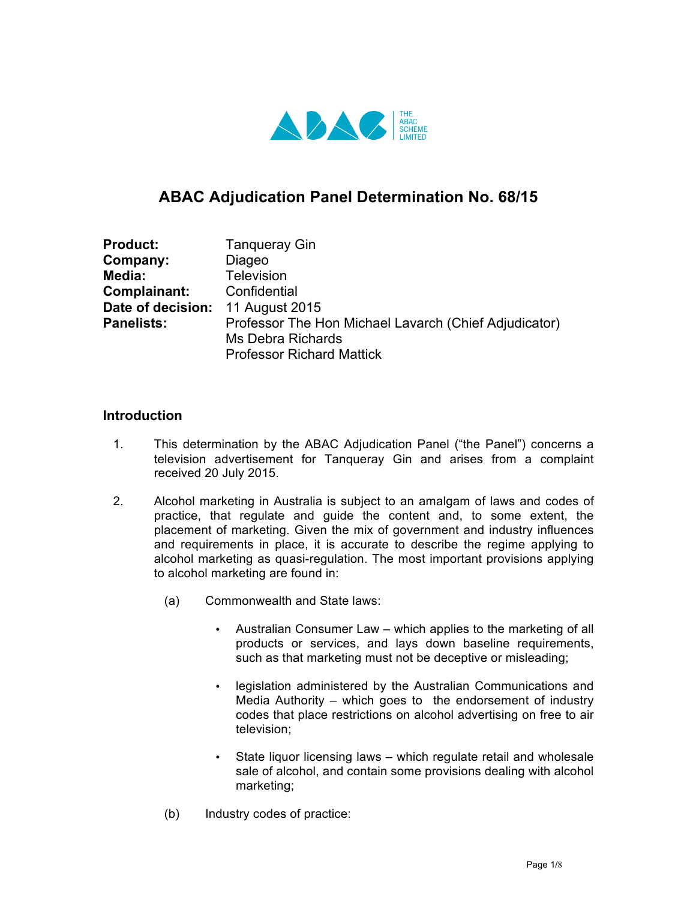# ABAC Adjudication Panel Determination No. 68/15

| | |
|---|---|
| **Product:** | Tanqueray Gin |
| **Company:** | Diageo |
| **Media:** | Television |
| **Complainant:** | Confidential |
| **Date of decision:** | 11 August 2015 |
| **Panelists:** | Professor The Hon Michael Lavarch (Chief Adjudicator)<br>Ms Debra Richards<br>Professor Richard Mattick |

## Introduction

1. This determination by the ABAC Adjudication Panel ("the Panel") concerns a television advertisement for Tanqueray Gin and arises from a complaint received 20 July 2015.

2. Alcohol marketing in Australia is subject to an amalgam of laws and codes of practice, that regulate and guide the content and, to some extent, the placement of marketing. Given the mix of government and industry influences and requirements in place, it is accurate to describe the regime applying to alcohol marketing as quasi-regulation. The most important provisions applying to alcohol marketing are found in:

   (a) Commonwealth and State laws:

   - Australian Consumer Law – which applies to the marketing of all products or services, and lays down baseline requirements, such as that marketing must not be deceptive or misleading;

   - legislation administered by the Australian Communications and Media Authority – which goes to the endorsement of industry codes that place restrictions on alcohol advertising on free to air television;

   - State liquor licensing laws – which regulate retail and wholesale sale of alcohol, and contain some provisions dealing with alcohol marketing;

   (b) Industry codes of practice: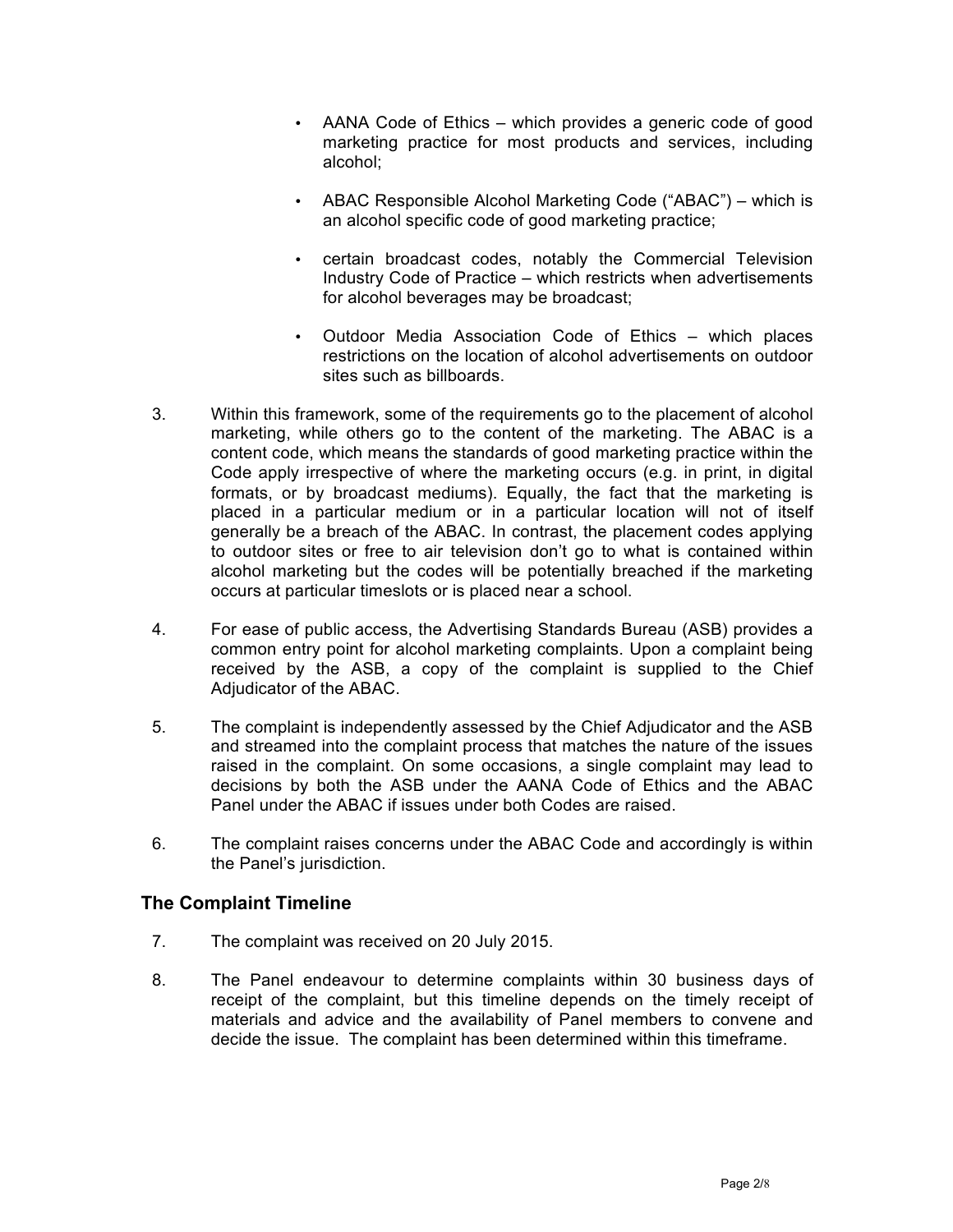- AANA Code of Ethics – which provides a generic code of good marketing practice for most products and services, including alcohol;
- ABAC Responsible Alcohol Marketing Code ("ABAC") – which is an alcohol specific code of good marketing practice;
- certain broadcast codes, notably the Commercial Television Industry Code of Practice – which restricts when advertisements for alcohol beverages may be broadcast;
- Outdoor Media Association Code of Ethics – which places restrictions on the location of alcohol advertisements on outdoor sites such as billboards.

3. Within this framework, some of the requirements go to the placement of alcohol marketing, while others go to the content of the marketing. The ABAC is a content code, which means the standards of good marketing practice within the Code apply irrespective of where the marketing occurs (e.g. in print, in digital formats, or by broadcast mediums). Equally, the fact that the marketing is placed in a particular medium or in a particular location will not of itself generally be a breach of the ABAC. In contrast, the placement codes applying to outdoor sites or free to air television don't go to what is contained within alcohol marketing but the codes will be potentially breached if the marketing occurs at particular timeslots or is placed near a school.

4. For ease of public access, the Advertising Standards Bureau (ASB) provides a common entry point for alcohol marketing complaints. Upon a complaint being received by the ASB, a copy of the complaint is supplied to the Chief Adjudicator of the ABAC.

5. The complaint is independently assessed by the Chief Adjudicator and the ASB and streamed into the complaint process that matches the nature of the issues raised in the complaint. On some occasions, a single complaint may lead to decisions by both the ASB under the AANA Code of Ethics and the ABAC Panel under the ABAC if issues under both Codes are raised.

6. The complaint raises concerns under the ABAC Code and accordingly is within the Panel's jurisdiction.

## The Complaint Timeline

7. The complaint was received on 20 July 2015.

8. The Panel endeavour to determine complaints within 30 business days of receipt of the complaint, but this timeline depends on the timely receipt of materials and advice and the availability of Panel members to convene and decide the issue. The complaint has been determined within this timeframe.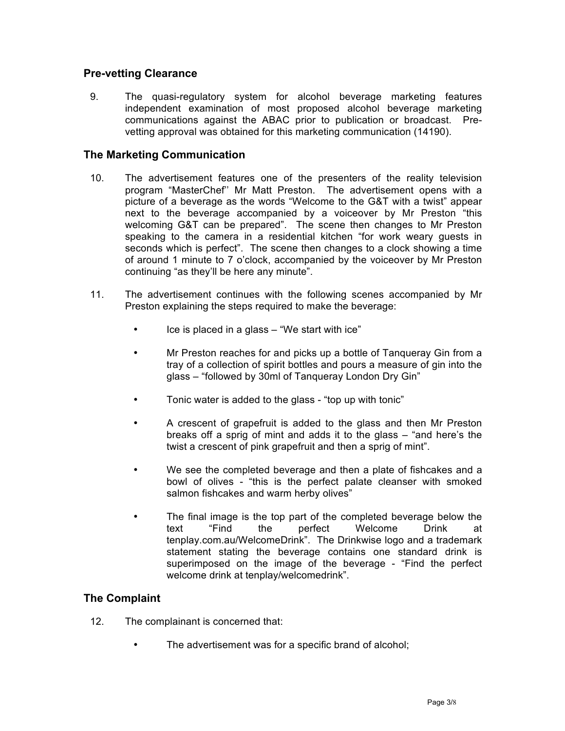## Pre-vetting Clearance

9. The quasi-regulatory system for alcohol beverage marketing features independent examination of most proposed alcohol beverage marketing communications against the ABAC prior to publication or broadcast. Pre-vetting approval was obtained for this marketing communication (14190).

## The Marketing Communication

10. The advertisement features one of the presenters of the reality television program "MasterChef'' Mr Matt Preston. The advertisement opens with a picture of a beverage as the words "Welcome to the G&T with a twist" appear next to the beverage accompanied by a voiceover by Mr Preston "this welcoming G&T can be prepared". The scene then changes to Mr Preston speaking to the camera in a residential kitchen "for work weary guests in seconds which is perfect". The scene then changes to a clock showing a time of around 1 minute to 7 o'clock, accompanied by the voiceover by Mr Preston continuing "as they'll be here any minute".

11. The advertisement continues with the following scenes accompanied by Mr Preston explaining the steps required to make the beverage:

    - Ice is placed in a glass – "We start with ice"
    - Mr Preston reaches for and picks up a bottle of Tanqueray Gin from a tray of a collection of spirit bottles and pours a measure of gin into the glass – "followed by 30ml of Tanqueray London Dry Gin"
    - Tonic water is added to the glass - "top up with tonic"
    - A crescent of grapefruit is added to the glass and then Mr Preston breaks off a sprig of mint and adds it to the glass – "and here's the twist a crescent of pink grapefruit and then a sprig of mint".
    - We see the completed beverage and then a plate of fishcakes and a bowl of olives - "this is the perfect palate cleanser with smoked salmon fishcakes and warm herby olives"
    - The final image is the top part of the completed beverage below the text "Find the perfect Welcome Drink at tenplay.com.au/WelcomeDrink". The Drinkwise logo and a trademark statement stating the beverage contains one standard drink is superimposed on the image of the beverage - "Find the perfect welcome drink at tenplay/welcomedrink".

## The Complaint

12. The complainant is concerned that:

    - The advertisement was for a specific brand of alcohol;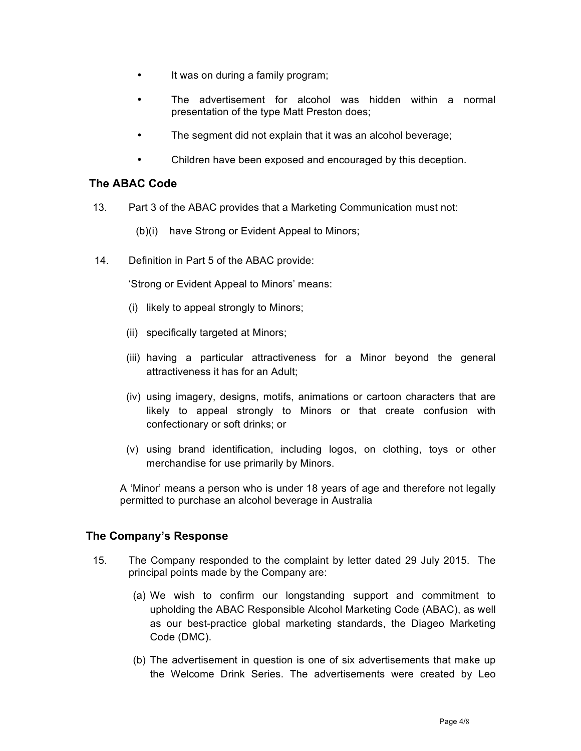- It was on during a family program;
- The advertisement for alcohol was hidden within a normal presentation of the type Matt Preston does;
- The segment did not explain that it was an alcohol beverage;
- Children have been exposed and encouraged by this deception.

## The ABAC Code

13. Part 3 of the ABAC provides that a Marketing Communication must not:

    (b)(i) have Strong or Evident Appeal to Minors;

14. Definition in Part 5 of the ABAC provide:

    'Strong or Evident Appeal to Minors' means:

    (i) likely to appeal strongly to Minors;

    (ii) specifically targeted at Minors;

    (iii) having a particular attractiveness for a Minor beyond the general attractiveness it has for an Adult;

    (iv) using imagery, designs, motifs, animations or cartoon characters that are likely to appeal strongly to Minors or that create confusion with confectionary or soft drinks; or

    (v) using brand identification, including logos, on clothing, toys or other merchandise for use primarily by Minors.

    A 'Minor' means a person who is under 18 years of age and therefore not legally permitted to purchase an alcohol beverage in Australia

## The Company's Response

15. The Company responded to the complaint by letter dated 29 July 2015. The principal points made by the Company are:

    (a) We wish to confirm our longstanding support and commitment to upholding the ABAC Responsible Alcohol Marketing Code (ABAC), as well as our best-practice global marketing standards, the Diageo Marketing Code (DMC).

    (b) The advertisement in question is one of six advertisements that make up the Welcome Drink Series. The advertisements were created by Leo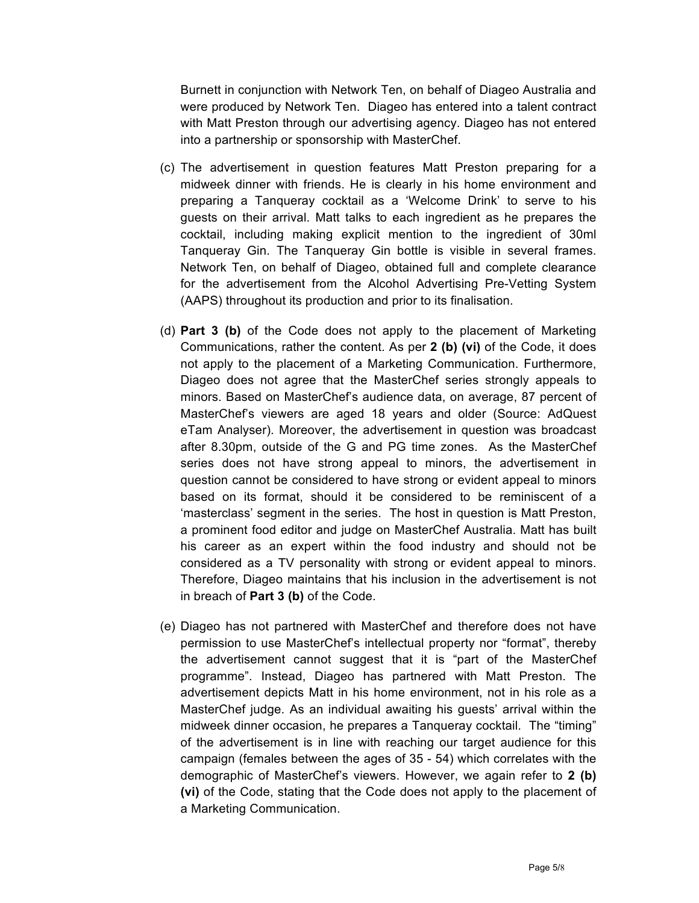Burnett in conjunction with Network Ten, on behalf of Diageo Australia and were produced by Network Ten. Diageo has entered into a talent contract with Matt Preston through our advertising agency. Diageo has not entered into a partnership or sponsorship with MasterChef.

(c) The advertisement in question features Matt Preston preparing for a midweek dinner with friends. He is clearly in his home environment and preparing a Tanqueray cocktail as a 'Welcome Drink' to serve to his guests on their arrival. Matt talks to each ingredient as he prepares the cocktail, including making explicit mention to the ingredient of 30ml Tanqueray Gin. The Tanqueray Gin bottle is visible in several frames. Network Ten, on behalf of Diageo, obtained full and complete clearance for the advertisement from the Alcohol Advertising Pre-Vetting System (AAPS) throughout its production and prior to its finalisation.

(d) **Part 3 (b)** of the Code does not apply to the placement of Marketing Communications, rather the content. As per **2 (b) (vi)** of the Code, it does not apply to the placement of a Marketing Communication. Furthermore, Diageo does not agree that the MasterChef series strongly appeals to minors. Based on MasterChef's audience data, on average, 87 percent of MasterChef's viewers are aged 18 years and older (Source: AdQuest eTam Analyser). Moreover, the advertisement in question was broadcast after 8.30pm, outside of the G and PG time zones. As the MasterChef series does not have strong appeal to minors, the advertisement in question cannot be considered to have strong or evident appeal to minors based on its format, should it be considered to be reminiscent of a 'masterclass' segment in the series. The host in question is Matt Preston, a prominent food editor and judge on MasterChef Australia. Matt has built his career as an expert within the food industry and should not be considered as a TV personality with strong or evident appeal to minors. Therefore, Diageo maintains that his inclusion in the advertisement is not in breach of **Part 3 (b)** of the Code.

(e) Diageo has not partnered with MasterChef and therefore does not have permission to use MasterChef's intellectual property nor "format", thereby the advertisement cannot suggest that it is "part of the MasterChef programme". Instead, Diageo has partnered with Matt Preston. The advertisement depicts Matt in his home environment, not in his role as a MasterChef judge. As an individual awaiting his guests' arrival within the midweek dinner occasion, he prepares a Tanqueray cocktail. The "timing" of the advertisement is in line with reaching our target audience for this campaign (females between the ages of 35 - 54) which correlates with the demographic of MasterChef's viewers. However, we again refer to **2 (b) (vi)** of the Code, stating that the Code does not apply to the placement of a Marketing Communication.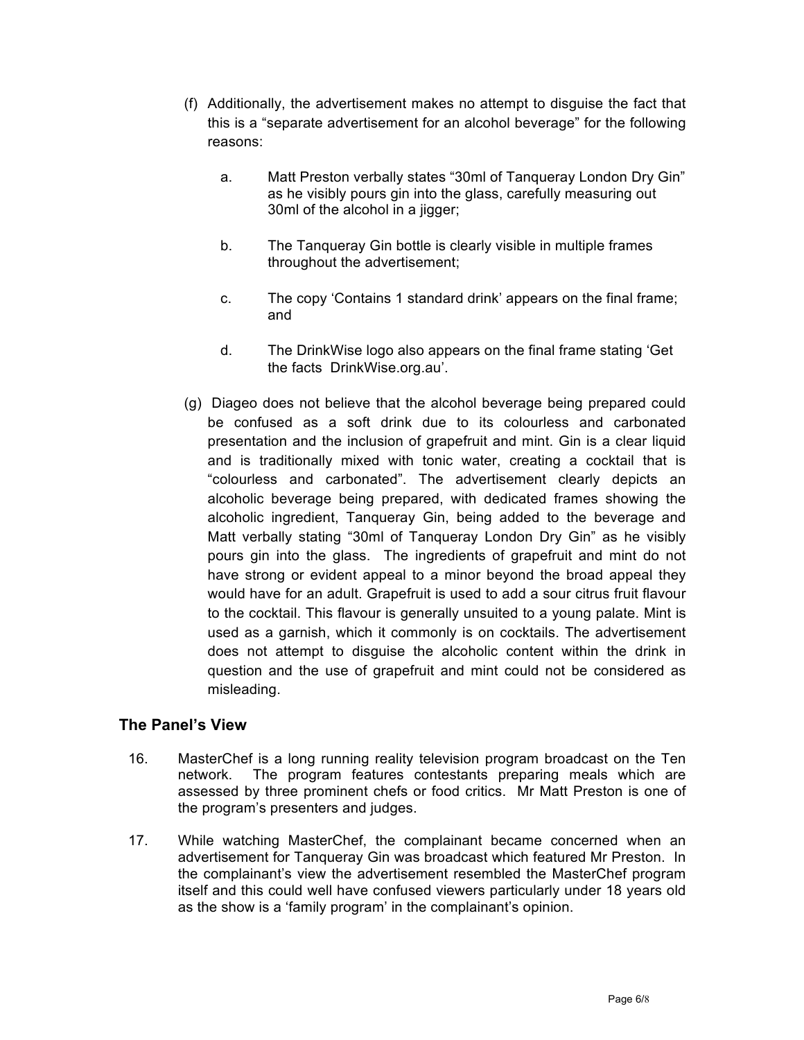(f) Additionally, the advertisement makes no attempt to disguise the fact that this is a "separate advertisement for an alcohol beverage" for the following reasons:

   a. Matt Preston verbally states "30ml of Tanqueray London Dry Gin" as he visibly pours gin into the glass, carefully measuring out 30ml of the alcohol in a jigger;

   b. The Tanqueray Gin bottle is clearly visible in multiple frames throughout the advertisement;

   c. The copy 'Contains 1 standard drink' appears on the final frame; and

   d. The DrinkWise logo also appears on the final frame stating 'Get the facts DrinkWise.org.au'.

(g) Diageo does not believe that the alcohol beverage being prepared could be confused as a soft drink due to its colourless and carbonated presentation and the inclusion of grapefruit and mint. Gin is a clear liquid and is traditionally mixed with tonic water, creating a cocktail that is "colourless and carbonated". The advertisement clearly depicts an alcoholic beverage being prepared, with dedicated frames showing the alcoholic ingredient, Tanqueray Gin, being added to the beverage and Matt verbally stating "30ml of Tanqueray London Dry Gin" as he visibly pours gin into the glass. The ingredients of grapefruit and mint do not have strong or evident appeal to a minor beyond the broad appeal they would have for an adult. Grapefruit is used to add a sour citrus fruit flavour to the cocktail. This flavour is generally unsuited to a young palate. Mint is used as a garnish, which it commonly is on cocktails. The advertisement does not attempt to disguise the alcoholic content within the drink in question and the use of grapefruit and mint could not be considered as misleading.

## The Panel's View

16. MasterChef is a long running reality television program broadcast on the Ten network. The program features contestants preparing meals which are assessed by three prominent chefs or food critics. Mr Matt Preston is one of the program's presenters and judges.

17. While watching MasterChef, the complainant became concerned when an advertisement for Tanqueray Gin was broadcast which featured Mr Preston. In the complainant's view the advertisement resembled the MasterChef program itself and this could well have confused viewers particularly under 18 years old as the show is a 'family program' in the complainant's opinion.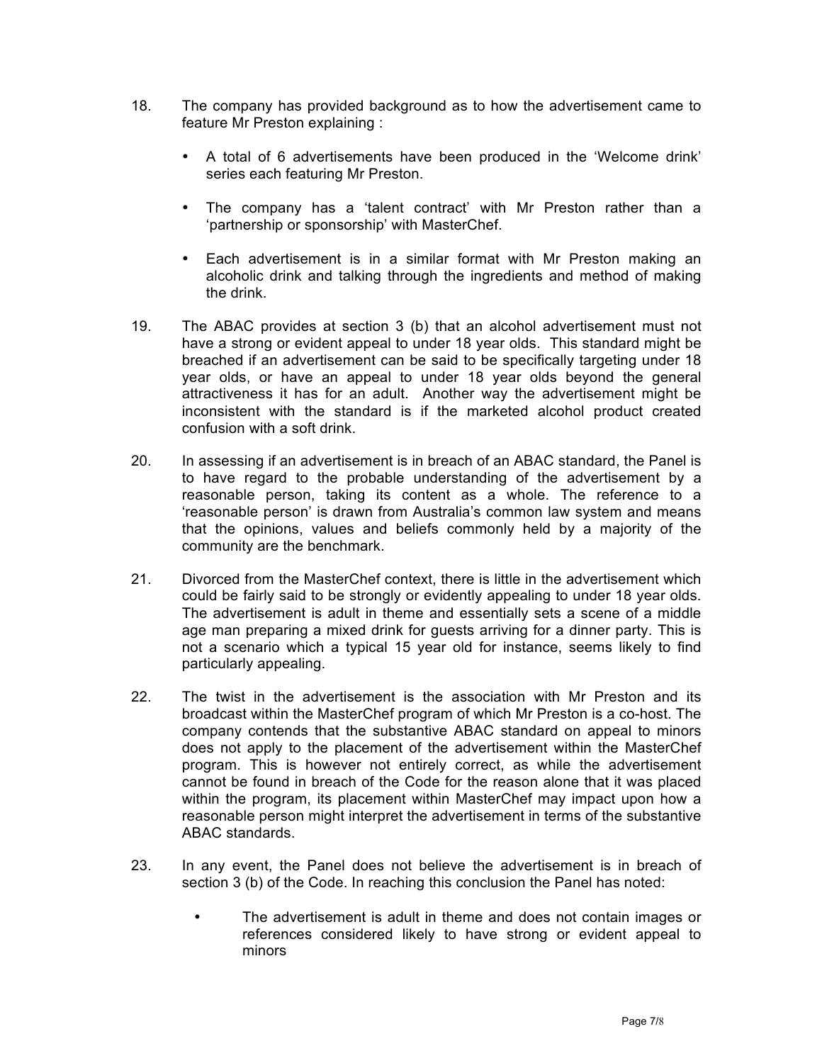18. The company has provided background as to how the advertisement came to feature Mr Preston explaining :

    - A total of 6 advertisements have been produced in the 'Welcome drink' series each featuring Mr Preston.
    - The company has a 'talent contract' with Mr Preston rather than a 'partnership or sponsorship' with MasterChef.
    - Each advertisement is in a similar format with Mr Preston making an alcoholic drink and talking through the ingredients and method of making the drink.

19. The ABAC provides at section 3 (b) that an alcohol advertisement must not have a strong or evident appeal to under 18 year olds. This standard might be breached if an advertisement can be said to be specifically targeting under 18 year olds, or have an appeal to under 18 year olds beyond the general attractiveness it has for an adult. Another way the advertisement might be inconsistent with the standard is if the marketed alcohol product created confusion with a soft drink.

20. In assessing if an advertisement is in breach of an ABAC standard, the Panel is to have regard to the probable understanding of the advertisement by a reasonable person, taking its content as a whole. The reference to a 'reasonable person' is drawn from Australia's common law system and means that the opinions, values and beliefs commonly held by a majority of the community are the benchmark.

21. Divorced from the MasterChef context, there is little in the advertisement which could be fairly said to be strongly or evidently appealing to under 18 year olds. The advertisement is adult in theme and essentially sets a scene of a middle age man preparing a mixed drink for guests arriving for a dinner party. This is not a scenario which a typical 15 year old for instance, seems likely to find particularly appealing.

22. The twist in the advertisement is the association with Mr Preston and its broadcast within the MasterChef program of which Mr Preston is a co-host. The company contends that the substantive ABAC standard on appeal to minors does not apply to the placement of the advertisement within the MasterChef program. This is however not entirely correct, as while the advertisement cannot be found in breach of the Code for the reason alone that it was placed within the program, its placement within MasterChef may impact upon how a reasonable person might interpret the advertisement in terms of the substantive ABAC standards.

23. In any event, the Panel does not believe the advertisement is in breach of section 3 (b) of the Code. In reaching this conclusion the Panel has noted:

    - The advertisement is adult in theme and does not contain images or references considered likely to have strong or evident appeal to minors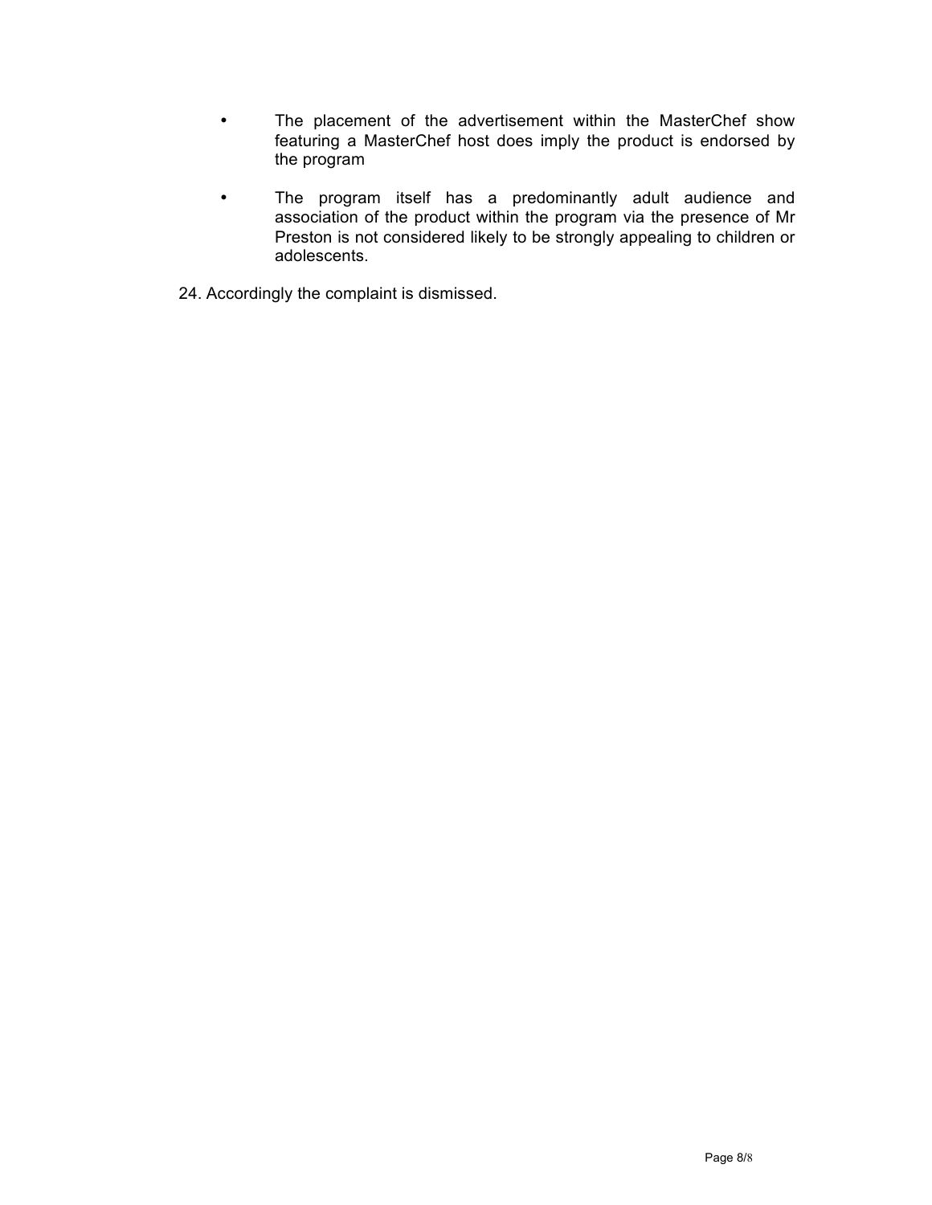- The placement of the advertisement within the MasterChef show featuring a MasterChef host does imply the product is endorsed by the program

- The program itself has a predominantly adult audience and association of the product within the program via the presence of Mr Preston is not considered likely to be strongly appealing to children or adolescents.

24. Accordingly the complaint is dismissed.